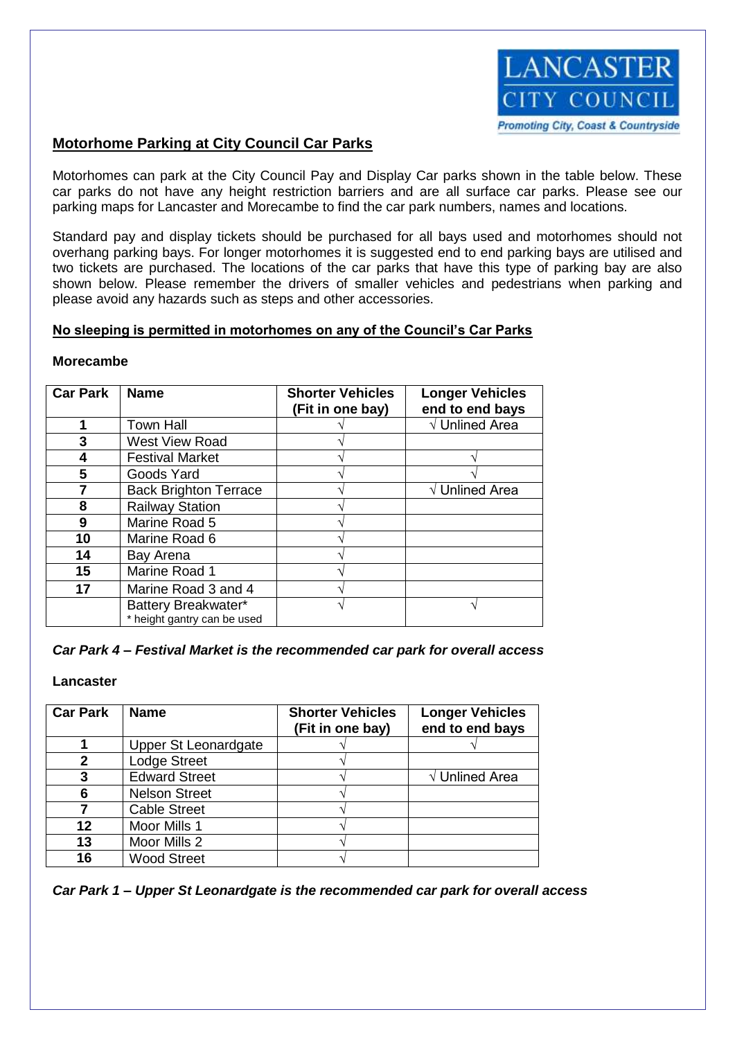LANCASTER CITY COUNCIL

*Promoting City, Coast & Countryside*

## Motorhome Parking at City Council Car Parks

Motorhomes can park at the City Council Pay and Display Car parks shown in the table below. These car parks do not have any height restriction barriers and are all surface car parks. Please see our parking maps for Lancaster and Morecambe to find the car park numbers, names and locations.

Standard pay and display tickets should be purchased for all bays used and motorhomes should not overhang parking bays. For longer motorhomes it is suggested end to end parking bays are utilised and two tickets are purchased. The locations of the car parks that have this type of parking bay are also shown below. Please remember the drivers of smaller vehicles and pedestrians when parking and please avoid any hazards such as steps and other accessories.

**No sleeping is permitted in motorhomes on any of the Council's Car Parks**

### Morecambe

| Car Park | Name | Shorter Vehicles (Fit in one bay) | Longer Vehicles end to end bays |
|---|---|---|---|
| 1 | Town Hall | √ | √ Unlined Area |
| 3 | West View Road | √ | |
| 4 | Festival Market | √ | √ |
| 5 | Goods Yard | √ | √ |
| 7 | Back Brighton Terrace | √ | √ Unlined Area |
| 8 | Railway Station | √ | |
| 9 | Marine Road 5 | √ | |
| 10 | Marine Road 6 | √ | |
| 14 | Bay Arena | √ | |
| 15 | Marine Road 1 | √ | |
| 17 | Marine Road 3 and 4 | √ | |
| | Battery Breakwater* <br> * height gantry can be used | √ | √ |

***Car Park 4 – Festival Market is the recommended car park for overall access***

### Lancaster

| Car Park | Name | Shorter Vehicles (Fit in one bay) | Longer Vehicles end to end bays |
|---|---|---|---|
| 1 | Upper St Leonardgate | √ | √ |
| 2 | Lodge Street | √ | |
| 3 | Edward Street | √ | √ Unlined Area |
| 6 | Nelson Street | √ | |
| 7 | Cable Street | √ | |
| 12 | Moor Mills 1 | √ | |
| 13 | Moor Mills 2 | √ | |
| 16 | Wood Street | √ | |

***Car Park 1 – Upper St Leonardgate is the recommended car park for overall access***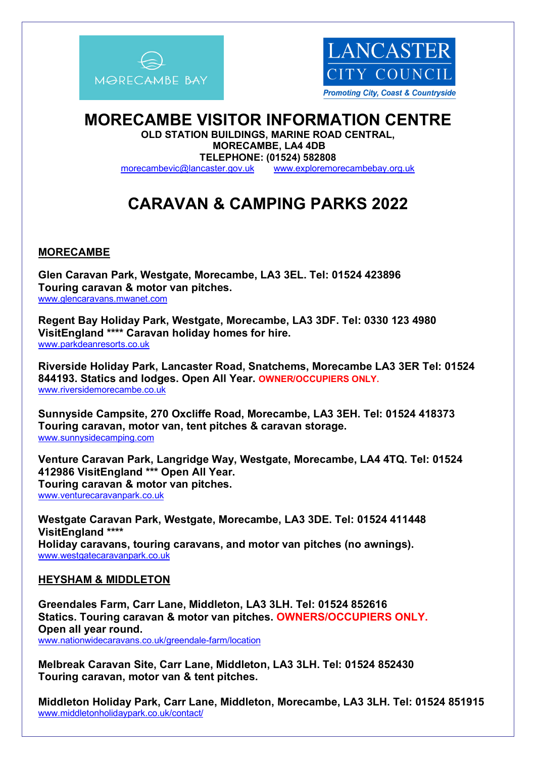# MORECAMBE VISITOR INFORMATION CENTRE

**OLD STATION BUILDINGS, MARINE ROAD CENTRAL,**
**MORECAMBE, LA4 4DB**
**TELEPHONE: (01524) 582808**
morecambevic@lancaster.gov.uk www.exploremorecambebay.org.uk

# CARAVAN & CAMPING PARKS 2022

## MORECAMBE

**Glen Caravan Park, Westgate, Morecambe, LA3 3EL. Tel: 01524 423896**
**Touring caravan & motor van pitches.**
www.glencaravans.mwanet.com

**Regent Bay Holiday Park, Westgate, Morecambe, LA3 3DF. Tel: 0330 123 4980**
**VisitEngland **** Caravan holiday homes for hire.**
www.parkdeanresorts.co.uk

**Riverside Holiday Park, Lancaster Road, Snatchems, Morecambe LA3 3ER Tel: 01524 844193. Statics and lodges. Open All Year. OWNER/OCCUPIERS ONLY.**
www.riversidemorecambe.co.uk

**Sunnyside Campsite, 270 Oxcliffe Road, Morecambe, LA3 3EH. Tel: 01524 418373**
**Touring caravan, motor van, tent pitches & caravan storage.**
www.sunnysidecamping.com

**Venture Caravan Park, Langridge Way, Westgate, Morecambe, LA4 4TQ. Tel: 01524 412986 VisitEngland *** Open All Year.**
**Touring caravan & motor van pitches.**
www.venturecaravanpark.co.uk

**Westgate Caravan Park, Westgate, Morecambe, LA3 3DE. Tel: 01524 411448**
**VisitEngland ****
**Holiday caravans, touring caravans, and motor van pitches (no awnings).**
www.westgatecaravanpark.co.uk

## HEYSHAM & MIDDLETON

**Greendales Farm, Carr Lane, Middleton, LA3 3LH. Tel: 01524 852616**
**Statics. Touring caravan & motor van pitches. OWNERS/OCCUPIERS ONLY.**
**Open all year round.**
www.nationwidecaravans.co.uk/greendale-farm/location

**Melbreak Caravan Site, Carr Lane, Middleton, LA3 3LH. Tel: 01524 852430**
**Touring caravan, motor van & tent pitches.**

**Middleton Holiday Park, Carr Lane, Middleton, Morecambe, LA3 3LH. Tel: 01524 851915**
www.middletonholidaypark.co.uk/contact/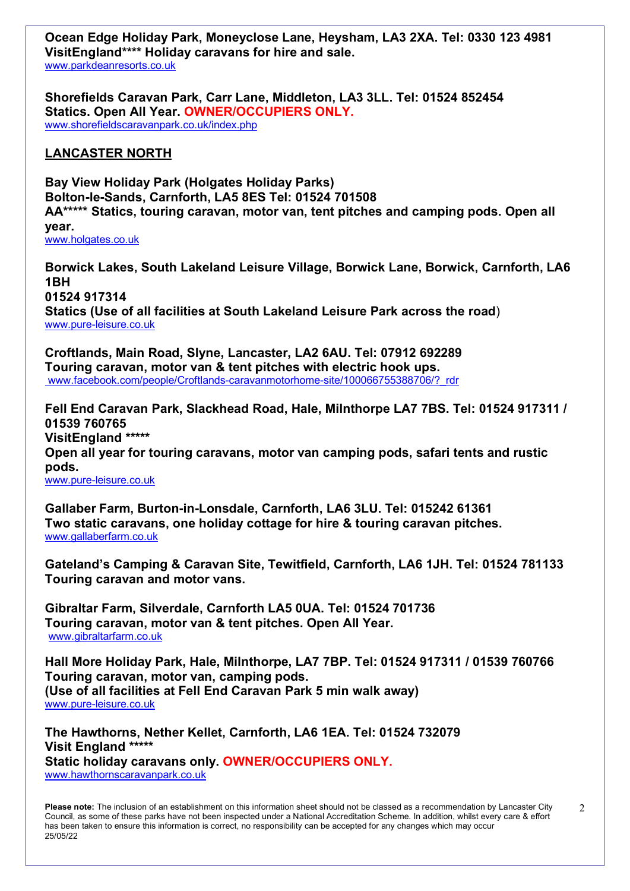**Ocean Edge Holiday Park, Moneyclose Lane, Heysham, LA3 2XA. Tel: 0330 123 4981**
**VisitEngland**** Holiday caravans for hire and sale.**
www.parkdeanresorts.co.uk

**Shorefields Caravan Park, Carr Lane, Middleton, LA3 3LL. Tel: 01524 852454**
**Statics. Open All Year. OWNER/OCCUPIERS ONLY.**
www.shorefieldscaravanpark.co.uk/index.php

## LANCASTER NORTH

**Bay View Holiday Park (Holgates Holiday Parks)**
**Bolton-le-Sands, Carnforth, LA5 8ES Tel: 01524 701508**
**AA***** Statics, touring caravan, motor van, tent pitches and camping pods. Open all year.**
www.holgates.co.uk

**Borwick Lakes, South Lakeland Leisure Village, Borwick Lane, Borwick, Carnforth, LA6 1BH**
**01524 917314**
**Statics (Use of all facilities at South Lakeland Leisure Park across the road)**
www.pure-leisure.co.uk

**Croftlands, Main Road, Slyne, Lancaster, LA2 6AU. Tel: 07912 692289**
**Touring caravan, motor van & tent pitches with electric hook ups.**
www.facebook.com/people/Croftlands-caravanmotorhome-site/100066755388706/?_rdr

**Fell End Caravan Park, Slackhead Road, Hale, Milnthorpe LA7 7BS. Tel: 01524 917311 / 01539 760765**
**VisitEngland *******
**Open all year for touring caravans, motor van camping pods, safari tents and rustic pods.**
www.pure-leisure.co.uk

**Gallaber Farm, Burton-in-Lonsdale, Carnforth, LA6 3LU. Tel: 015242 61361**
**Two static caravans, one holiday cottage for hire & touring caravan pitches.**
www.gallaberfarm.co.uk

**Gateland's Camping & Caravan Site, Tewitfield, Carnforth, LA6 1JH. Tel: 01524 781133**
**Touring caravan and motor vans.**

**Gibraltar Farm, Silverdale, Carnforth LA5 0UA. Tel: 01524 701736**
**Touring caravan, motor van & tent pitches. Open All Year.**
www.gibraltarfarm.co.uk

**Hall More Holiday Park, Hale, Milnthorpe, LA7 7BP. Tel: 01524 917311 / 01539 760766**
**Touring caravan, motor van, camping pods.**
**(Use of all facilities at Fell End Caravan Park 5 min walk away)**
www.pure-leisure.co.uk

**The Hawthorns, Nether Kellet, Carnforth, LA6 1EA. Tel: 01524 732079**
**Visit England *******
**Static holiday caravans only. OWNER/OCCUPIERS ONLY.**
www.hawthornscaravanpark.co.uk

**Please note:** The inclusion of an establishment on this information sheet should not be classed as a recommendation by Lancaster City Council, as some of these parks have not been inspected under a National Accreditation Scheme. In addition, whilst every care & effort has been taken to ensure this information is correct, no responsibility can be accepted for any changes which may occur
25/05/22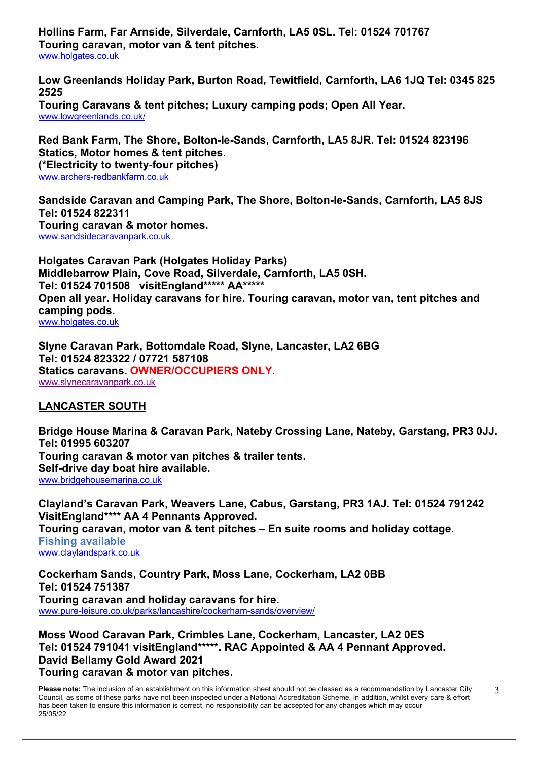**Hollins Farm, Far Arnside, Silverdale, Carnforth, LA5 0SL. Tel: 01524 701767**
**Touring caravan, motor van & tent pitches.**
www.holgates.co.uk

**Low Greenlands Holiday Park, Burton Road, Tewitfield, Carnforth, LA6 1JQ Tel: 0345 825 2525**
**Touring Caravans & tent pitches; Luxury camping pods; Open All Year.**
www.lowgreenlands.co.uk/

**Red Bank Farm, The Shore, Bolton-le-Sands, Carnforth, LA5 8JR. Tel: 01524 823196**
**Statics, Motor homes & tent pitches.**
**(*Electricity to twenty-four pitches)**
www.archers-redbankfarm.co.uk

**Sandside Caravan and Camping Park, The Shore, Bolton-le-Sands, Carnforth, LA5 8JS**
**Tel: 01524 822311**
**Touring caravan & motor homes.**
www.sandsidecaravanpark.co.uk

**Holgates Caravan Park (Holgates Holiday Parks)**
**Middlebarrow Plain, Cove Road, Silverdale, Carnforth, LA5 0SH.**
**Tel: 01524 701508 visitEngland***** AA*****
**Open all year. Holiday caravans for hire. Touring caravan, motor van, tent pitches and camping pods.**
www.holgates.co.uk

**Slyne Caravan Park, Bottomdale Road, Slyne, Lancaster, LA2 6BG**
**Tel: 01524 823322 / 07721 587108**
**Statics caravans. OWNER/OCCUPIERS ONLY.**
www.slynecaravanpark.co.uk

## LANCASTER SOUTH

**Bridge House Marina & Caravan Park, Nateby Crossing Lane, Nateby, Garstang, PR3 0JJ.**
**Tel: 01995 603207**
**Touring caravan & motor van pitches & trailer tents.**
**Self-drive day boat hire available.**
www.bridgehousemarina.co.uk

**Clayland's Caravan Park, Weavers Lane, Cabus, Garstang, PR3 1AJ. Tel: 01524 791242**
**VisitEngland**** AA 4 Pennants Approved.**
**Touring caravan, motor van & tent pitches – En suite rooms and holiday cottage.**
**Fishing available**
www.claylandspark.co.uk

**Cockerham Sands, Country Park, Moss Lane, Cockerham, LA2 0BB**
**Tel: 01524 751387**
**Touring caravan and holiday caravans for hire.**
www.pure-leisure.co.uk/parks/lancashire/cockerham-sands/overview/

**Moss Wood Caravan Park, Crimbles Lane, Cockerham, Lancaster, LA2 0ES**
**Tel: 01524 791041 visitEngland*****. RAC Appointed & AA 4 Pennant Approved.**
**David Bellamy Gold Award 2021**
**Touring caravan & motor van pitches.**

**Please note:** The inclusion of an establishment on this information sheet should not be classed as a recommendation by Lancaster City Council, as some of these parks have not been inspected under a National Accreditation Scheme. In addition, whilst every care & effort has been taken to ensure this information is correct, no responsibility can be accepted for any changes which may occur
25/05/22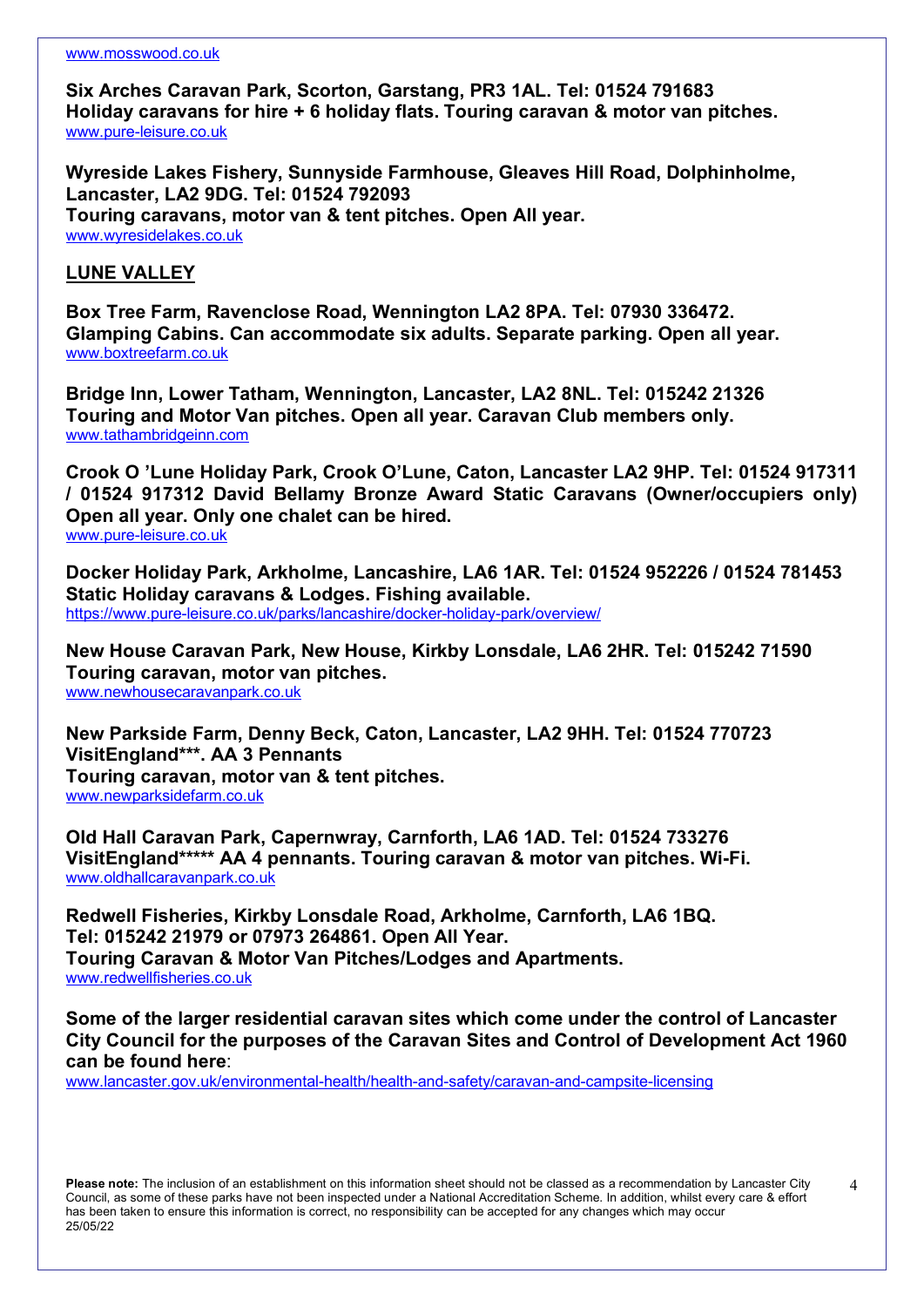www.mosswood.co.uk

**Six Arches Caravan Park, Scorton, Garstang, PR3 1AL. Tel: 01524 791683**
**Holiday caravans for hire + 6 holiday flats. Touring caravan & motor van pitches.**
www.pure-leisure.co.uk

**Wyreside Lakes Fishery, Sunnyside Farmhouse, Gleaves Hill Road, Dolphinholme, Lancaster, LA2 9DG. Tel: 01524 792093**
**Touring caravans, motor van & tent pitches. Open All year.**
www.wyresidelakes.co.uk

## LUNE VALLEY

**Box Tree Farm, Ravenclose Road, Wennington LA2 8PA. Tel: 07930 336472.**
**Glamping Cabins. Can accommodate six adults. Separate parking. Open all year.**
www.boxtreefarm.co.uk

**Bridge Inn, Lower Tatham, Wennington, Lancaster, LA2 8NL. Tel: 015242 21326**
**Touring and Motor Van pitches. Open all year. Caravan Club members only.**
www.tathambridgeinn.com

**Crook O 'Lune Holiday Park, Crook O'Lune, Caton, Lancaster LA2 9HP. Tel: 01524 917311 / 01524 917312 David Bellamy Bronze Award Static Caravans (Owner/occupiers only) Open all year. Only one chalet can be hired.**
www.pure-leisure.co.uk

**Docker Holiday Park, Arkholme, Lancashire, LA6 1AR. Tel: 01524 952226 / 01524 781453**
**Static Holiday caravans & Lodges. Fishing available.**
https://www.pure-leisure.co.uk/parks/lancashire/docker-holiday-park/overview/

**New House Caravan Park, New House, Kirkby Lonsdale, LA6 2HR. Tel: 015242 71590**
**Touring caravan, motor van pitches.**
www.newhousecaravanpark.co.uk

**New Parkside Farm, Denny Beck, Caton, Lancaster, LA2 9HH. Tel: 01524 770723**
**VisitEngland\*\*\*. AA 3 Pennants**
**Touring caravan, motor van & tent pitches.**
www.newparksidefarm.co.uk

**Old Hall Caravan Park, Capernwray, Carnforth, LA6 1AD. Tel: 01524 733276**
**VisitEngland\*\*\*\*\* AA 4 pennants. Touring caravan & motor van pitches. Wi-Fi.**
www.oldhallcaravanpark.co.uk

**Redwell Fisheries, Kirkby Lonsdale Road, Arkholme, Carnforth, LA6 1BQ.**
**Tel: 015242 21979 or 07973 264861. Open All Year.**
**Touring Caravan & Motor Van Pitches/Lodges and Apartments.**
www.redwellfisheries.co.uk

**Some of the larger residential caravan sites which come under the control of Lancaster City Council for the purposes of the Caravan Sites and Control of Development Act 1960 can be found here**:
www.lancaster.gov.uk/environmental-health/health-and-safety/caravan-and-campsite-licensing

**Please note:** The inclusion of an establishment on this information sheet should not be classed as a recommendation by Lancaster City Council, as some of these parks have not been inspected under a National Accreditation Scheme. In addition, whilst every care & effort has been taken to ensure this information is correct, no responsibility can be accepted for any changes which may occur
25/05/22